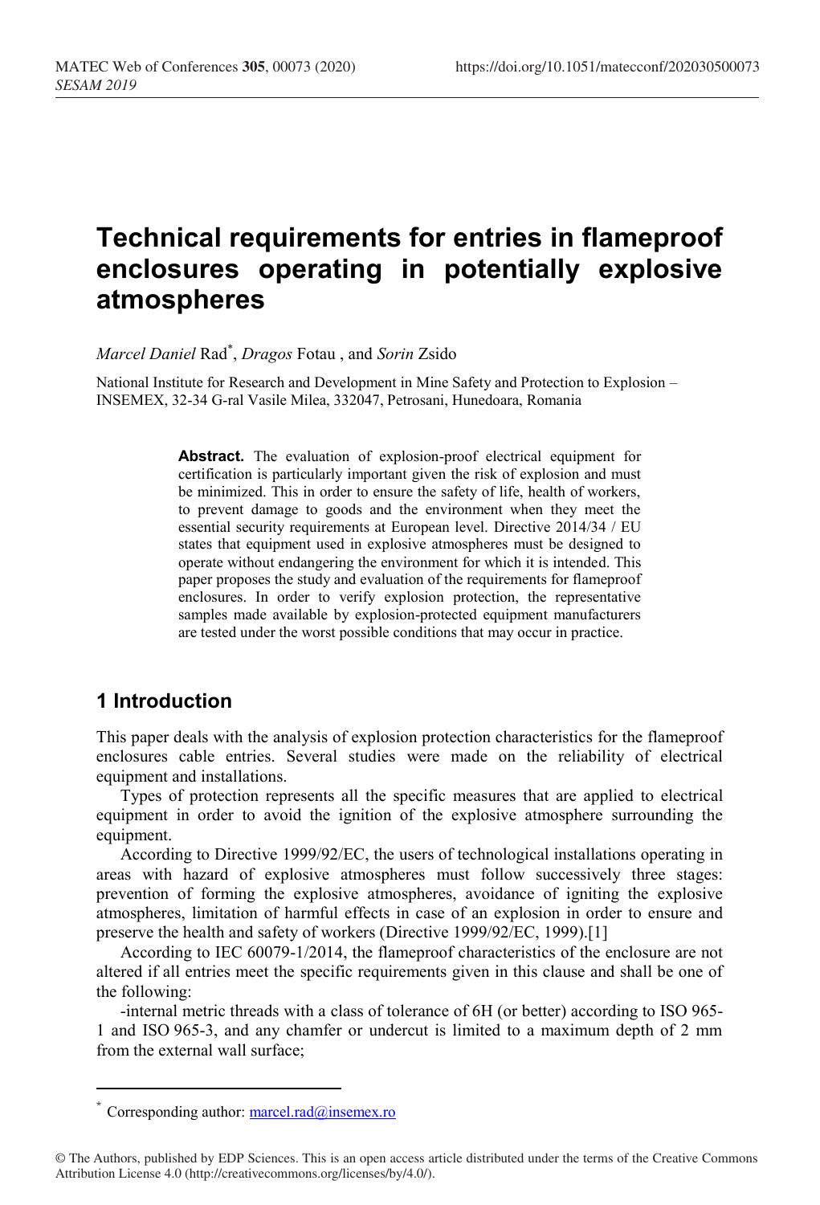# Technical requirements for entries in flameproof enclosures operating in potentially explosive atmospheres

*Marcel Daniel* Rad[*], *Dragos* Fotau , and *Sorin* Zsido

National Institute for Research and Development in Mine Safety and Protection to Explosion – INSEMEX, 32-34 G-ral Vasile Milea, 332047, Petrosani, Hunedoara, Romania

> **Abstract.** The evaluation of explosion-proof electrical equipment for certification is particularly important given the risk of explosion and must be minimized. This in order to ensure the safety of life, health of workers, to prevent damage to goods and the environment when they meet the essential security requirements at European level. Directive 2014/34 / EU states that equipment used in explosive atmospheres must be designed to operate without endangering the environment for which it is intended. This paper proposes the study and evaluation of the requirements for flameproof enclosures. In order to verify explosion protection, the representative samples made available by explosion-protected equipment manufacturers are tested under the worst possible conditions that may occur in practice.

## 1 Introduction

This paper deals with the analysis of explosion protection characteristics for the flameproof enclosures cable entries. Several studies were made on the reliability of electrical equipment and installations.

Types of protection represents all the specific measures that are applied to electrical equipment in order to avoid the ignition of the explosive atmosphere surrounding the equipment.

According to Directive 1999/92/EC, the users of technological installations operating in areas with hazard of explosive atmospheres must follow successively three stages: prevention of forming the explosive atmospheres, avoidance of igniting the explosive atmospheres, limitation of harmful effects in case of an explosion in order to ensure and preserve the health and safety of workers (Directive 1999/92/EC, 1999).[1]

According to IEC 60079-1/2014, the flameproof characteristics of the enclosure are not altered if all entries meet the specific requirements given in this clause and shall be one of the following:

-internal metric threads with a class of tolerance of 6H (or better) according to ISO 965-1 and ISO 965-3, and any chamfer or undercut is limited to a maximum depth of 2 mm from the external wall surface;

---

[*] Corresponding author: marcel.rad@insemex.ro

© The Authors, published by EDP Sciences. This is an open access article distributed under the terms of the Creative Commons Attribution License 4.0 (http://creativecommons.org/licenses/by/4.0/).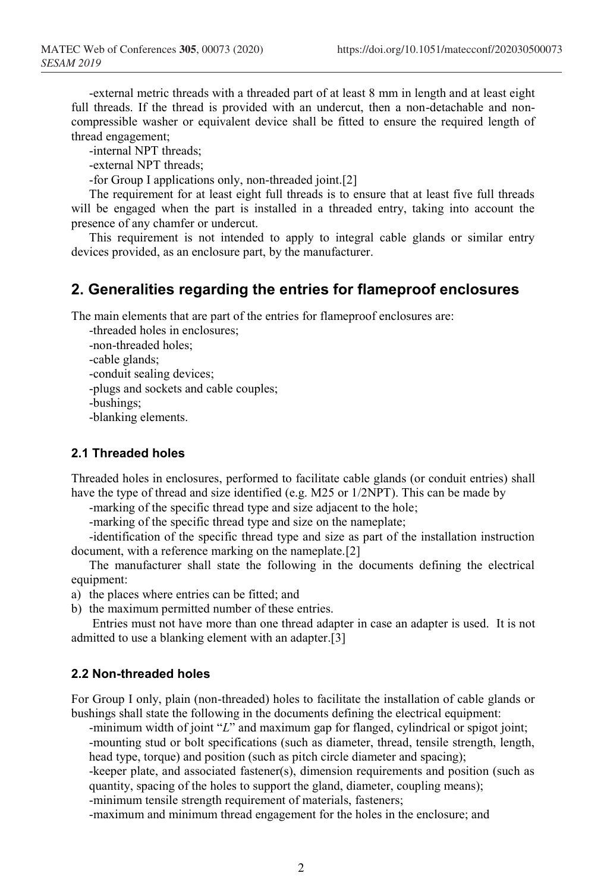-external metric threads with a threaded part of at least 8 mm in length and at least eight full threads. If the thread is provided with an undercut, then a non-detachable and non-compressible washer or equivalent device shall be fitted to ensure the required length of thread engagement;

-internal NPT threads;

-external NPT threads;

-for Group I applications only, non-threaded joint.[2]

The requirement for at least eight full threads is to ensure that at least five full threads will be engaged when the part is installed in a threaded entry, taking into account the presence of any chamfer or undercut.

This requirement is not intended to apply to integral cable glands or similar entry devices provided, as an enclosure part, by the manufacturer.

## 2. Generalities regarding the entries for flameproof enclosures

The main elements that are part of the entries for flameproof enclosures are:

-threaded holes in enclosures;

-non-threaded holes;

-cable glands;

-conduit sealing devices;

-plugs and sockets and cable couples;

-bushings;

-blanking elements.

### 2.1 Threaded holes

Threaded holes in enclosures, performed to facilitate cable glands (or conduit entries) shall have the type of thread and size identified (e.g. M25 or 1/2NPT). This can be made by

-marking of the specific thread type and size adjacent to the hole;

-marking of the specific thread type and size on the nameplate;

-identification of the specific thread type and size as part of the installation instruction document, with a reference marking on the nameplate.[2]

The manufacturer shall state the following in the documents defining the electrical equipment:

a) the places where entries can be fitted; and
b) the maximum permitted number of these entries.

Entries must not have more than one thread adapter in case an adapter is used. It is not admitted to use a blanking element with an adapter.[3]

### 2.2 Non-threaded holes

For Group I only, plain (non-threaded) holes to facilitate the installation of cable glands or bushings shall state the following in the documents defining the electrical equipment:

-minimum width of joint "*L*" and maximum gap for flanged, cylindrical or spigot joint;

-mounting stud or bolt specifications (such as diameter, thread, tensile strength, length, head type, torque) and position (such as pitch circle diameter and spacing);

-keeper plate, and associated fastener(s), dimension requirements and position (such as quantity, spacing of the holes to support the gland, diameter, coupling means);

-minimum tensile strength requirement of materials, fasteners;

-maximum and minimum thread engagement for the holes in the enclosure; and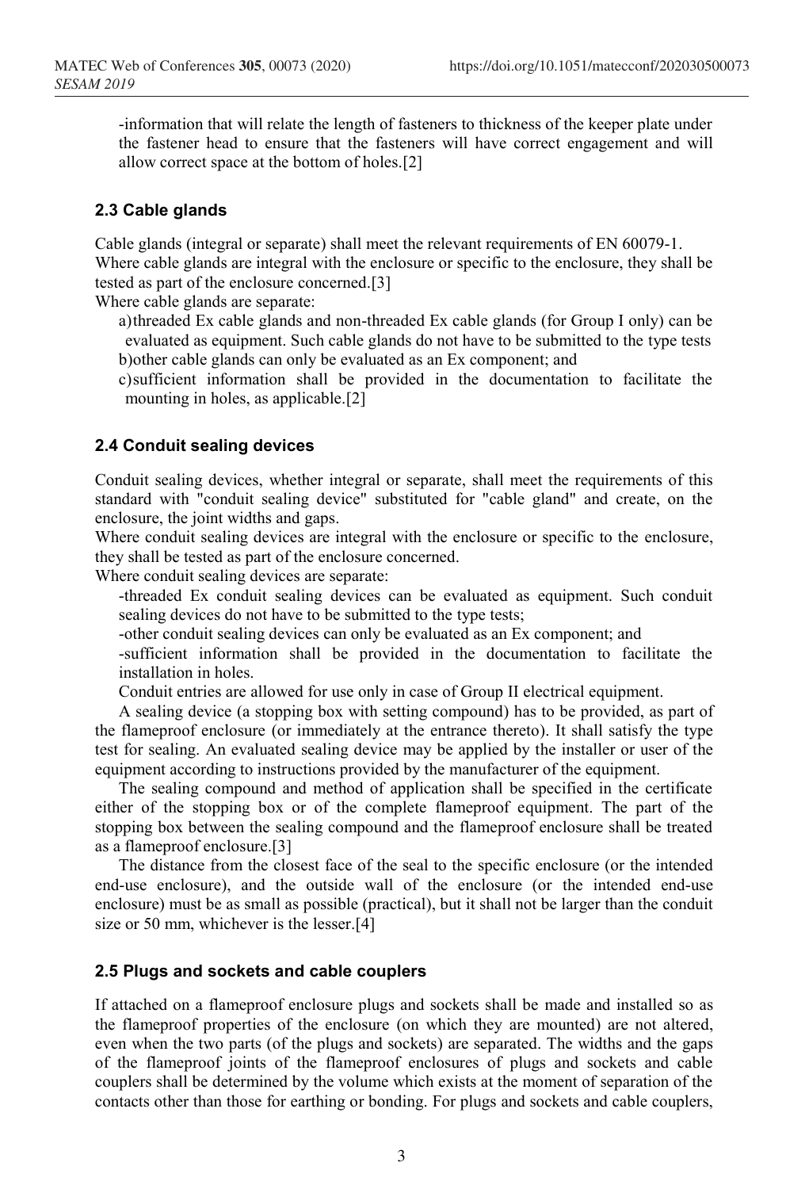-information that will relate the length of fasteners to thickness of the keeper plate under the fastener head to ensure that the fasteners will have correct engagement and will allow correct space at the bottom of holes.[2]

### 2.3 Cable glands

Cable glands (integral or separate) shall meet the relevant requirements of EN 60079-1.
Where cable glands are integral with the enclosure or specific to the enclosure, they shall be tested as part of the enclosure concerned.[3]
Where cable glands are separate:

a) threaded Ex cable glands and non-threaded Ex cable glands (for Group I only) can be evaluated as equipment. Such cable glands do not have to be submitted to the type tests
b) other cable glands can only be evaluated as an Ex component; and
c) sufficient information shall be provided in the documentation to facilitate the mounting in holes, as applicable.[2]

### 2.4 Conduit sealing devices

Conduit sealing devices, whether integral or separate, shall meet the requirements of this standard with "conduit sealing device" substituted for "cable gland" and create, on the enclosure, the joint widths and gaps.
Where conduit sealing devices are integral with the enclosure or specific to the enclosure, they shall be tested as part of the enclosure concerned.
Where conduit sealing devices are separate:

-threaded Ex conduit sealing devices can be evaluated as equipment. Such conduit sealing devices do not have to be submitted to the type tests;

-other conduit sealing devices can only be evaluated as an Ex component; and

-sufficient information shall be provided in the documentation to facilitate the installation in holes.

Conduit entries are allowed for use only in case of Group II electrical equipment.

A sealing device (a stopping box with setting compound) has to be provided, as part of the flameproof enclosure (or immediately at the entrance thereto). It shall satisfy the type test for sealing. An evaluated sealing device may be applied by the installer or user of the equipment according to instructions provided by the manufacturer of the equipment.

The sealing compound and method of application shall be specified in the certificate either of the stopping box or of the complete flameproof equipment. The part of the stopping box between the sealing compound and the flameproof enclosure shall be treated as a flameproof enclosure.[3]

The distance from the closest face of the seal to the specific enclosure (or the intended end-use enclosure), and the outside wall of the enclosure (or the intended end-use enclosure) must be as small as possible (practical), but it shall not be larger than the conduit size or 50 mm, whichever is the lesser.[4]

### 2.5 Plugs and sockets and cable couplers

If attached on a flameproof enclosure plugs and sockets shall be made and installed so as the flameproof properties of the enclosure (on which they are mounted) are not altered, even when the two parts (of the plugs and sockets) are separated. The widths and the gaps of the flameproof joints of the flameproof enclosures of plugs and sockets and cable couplers shall be determined by the volume which exists at the moment of separation of the contacts other than those for earthing or bonding. For plugs and sockets and cable couplers,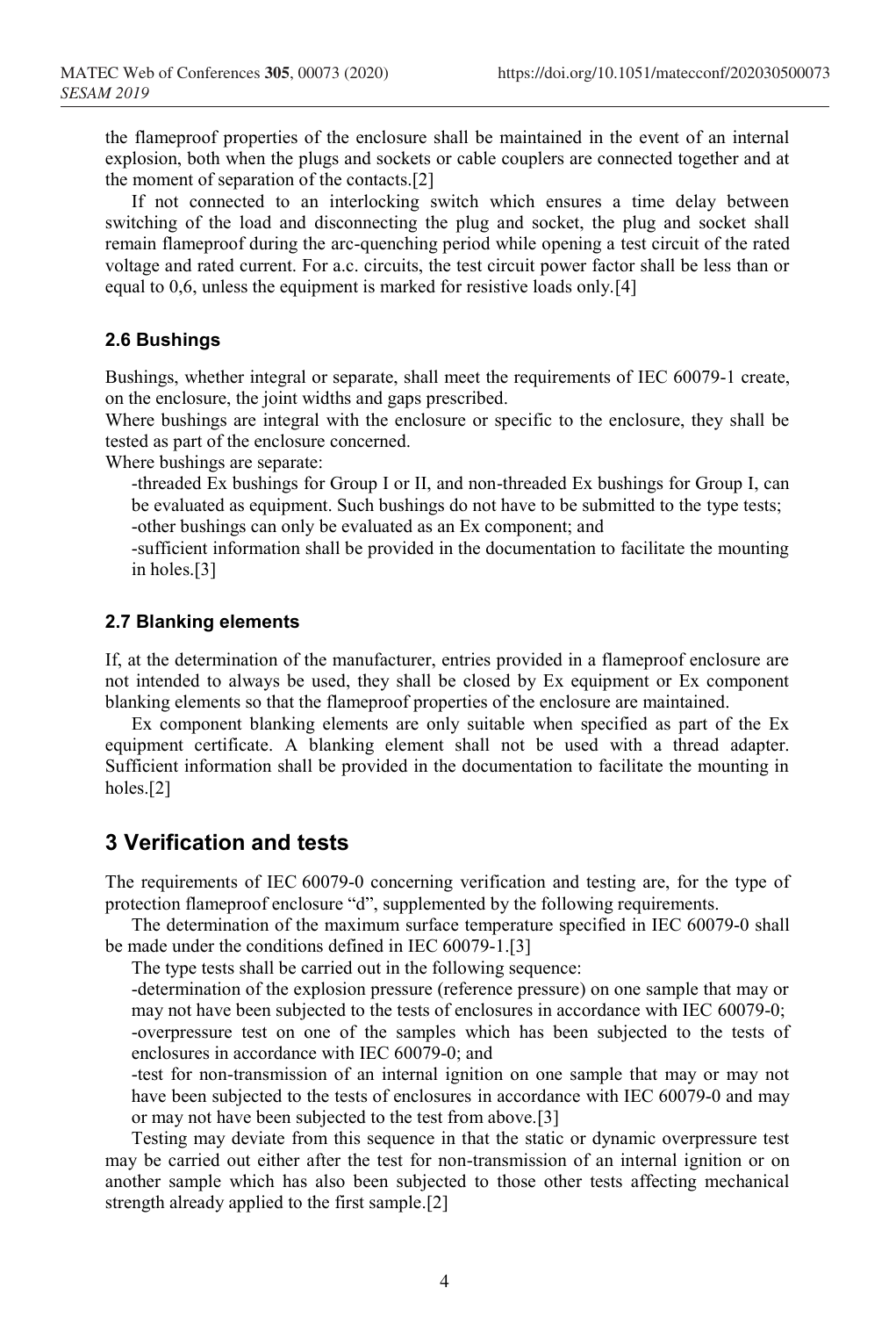the flameproof properties of the enclosure shall be maintained in the event of an internal explosion, both when the plugs and sockets or cable couplers are connected together and at the moment of separation of the contacts.[2]

If not connected to an interlocking switch which ensures a time delay between switching of the load and disconnecting the plug and socket, the plug and socket shall remain flameproof during the arc-quenching period while opening a test circuit of the rated voltage and rated current. For a.c. circuits, the test circuit power factor shall be less than or equal to 0,6, unless the equipment is marked for resistive loads only.[4]

### 2.6 Bushings

Bushings, whether integral or separate, shall meet the requirements of IEC 60079-1 create, on the enclosure, the joint widths and gaps prescribed.

Where bushings are integral with the enclosure or specific to the enclosure, they shall be tested as part of the enclosure concerned.

Where bushings are separate:

-threaded Ex bushings for Group I or II, and non-threaded Ex bushings for Group I, can be evaluated as equipment. Such bushings do not have to be submitted to the type tests;

-other bushings can only be evaluated as an Ex component; and

-sufficient information shall be provided in the documentation to facilitate the mounting in holes.[3]

### 2.7 Blanking elements

If, at the determination of the manufacturer, entries provided in a flameproof enclosure are not intended to always be used, they shall be closed by Ex equipment or Ex component blanking elements so that the flameproof properties of the enclosure are maintained.

Ex component blanking elements are only suitable when specified as part of the Ex equipment certificate. A blanking element shall not be used with a thread adapter. Sufficient information shall be provided in the documentation to facilitate the mounting in holes.[2]

## 3 Verification and tests

The requirements of IEC 60079-0 concerning verification and testing are, for the type of protection flameproof enclosure "d", supplemented by the following requirements.

The determination of the maximum surface temperature specified in IEC 60079-0 shall be made under the conditions defined in IEC 60079-1.[3]

The type tests shall be carried out in the following sequence:

-determination of the explosion pressure (reference pressure) on one sample that may or may not have been subjected to the tests of enclosures in accordance with IEC 60079-0;

-overpressure test on one of the samples which has been subjected to the tests of enclosures in accordance with IEC 60079-0; and

-test for non-transmission of an internal ignition on one sample that may or may not have been subjected to the tests of enclosures in accordance with IEC 60079-0 and may or may not have been subjected to the test from above.[3]

Testing may deviate from this sequence in that the static or dynamic overpressure test may be carried out either after the test for non-transmission of an internal ignition or on another sample which has also been subjected to those other tests affecting mechanical strength already applied to the first sample.[2]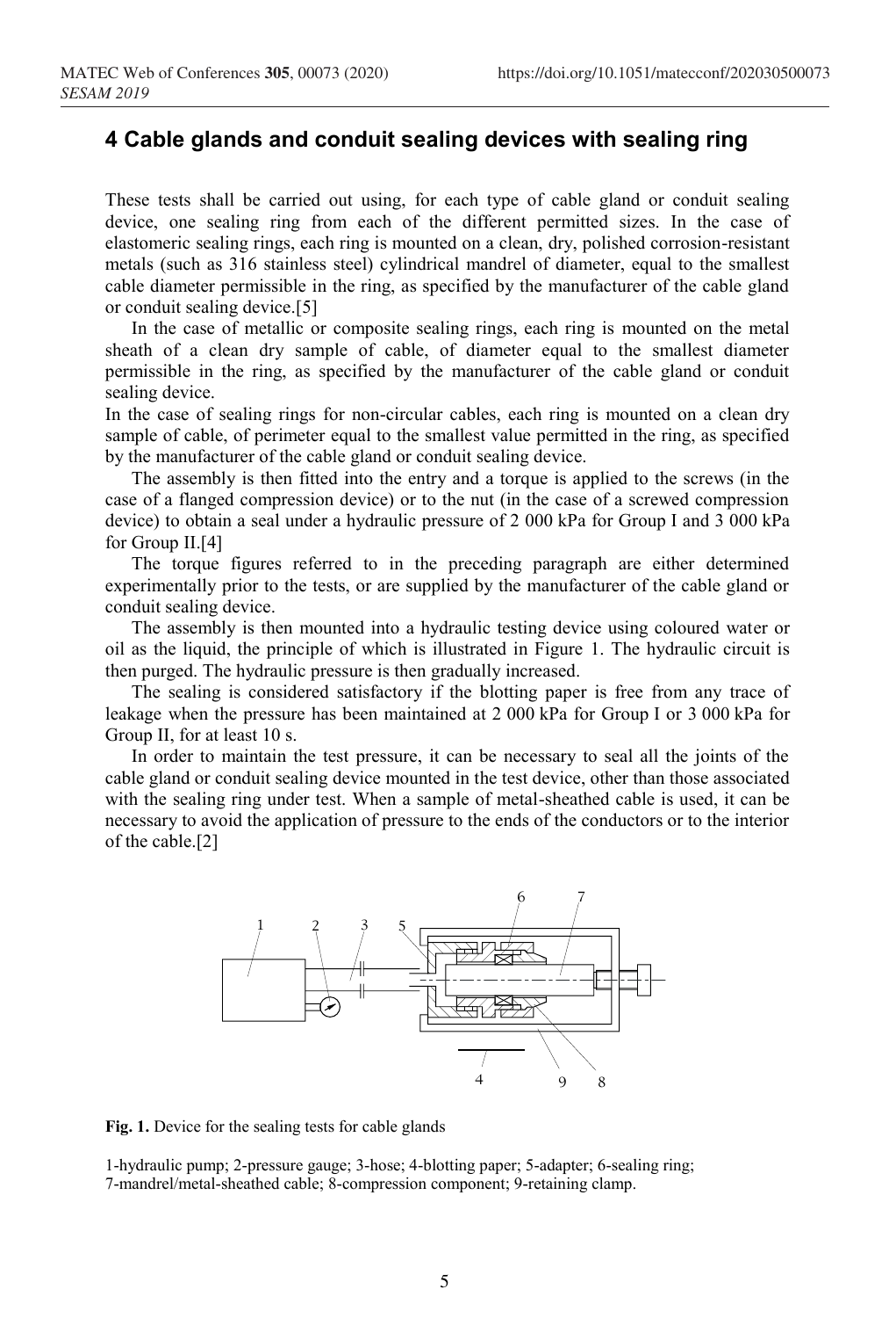## 4 Cable glands and conduit sealing devices with sealing ring

These tests shall be carried out using, for each type of cable gland or conduit sealing device, one sealing ring from each of the different permitted sizes. In the case of elastomeric sealing rings, each ring is mounted on a clean, dry, polished corrosion-resistant metals (such as 316 stainless steel) cylindrical mandrel of diameter, equal to the smallest cable diameter permissible in the ring, as specified by the manufacturer of the cable gland or conduit sealing device.[5]

In the case of metallic or composite sealing rings, each ring is mounted on the metal sheath of a clean dry sample of cable, of diameter equal to the smallest diameter permissible in the ring, as specified by the manufacturer of the cable gland or conduit sealing device.

In the case of sealing rings for non-circular cables, each ring is mounted on a clean dry sample of cable, of perimeter equal to the smallest value permitted in the ring, as specified by the manufacturer of the cable gland or conduit sealing device.

The assembly is then fitted into the entry and a torque is applied to the screws (in the case of a flanged compression device) or to the nut (in the case of a screwed compression device) to obtain a seal under a hydraulic pressure of 2 000 kPa for Group I and 3 000 kPa for Group II.[4]

The torque figures referred to in the preceding paragraph are either determined experimentally prior to the tests, or are supplied by the manufacturer of the cable gland or conduit sealing device.

The assembly is then mounted into a hydraulic testing device using coloured water or oil as the liquid, the principle of which is illustrated in Figure 1. The hydraulic circuit is then purged. The hydraulic pressure is then gradually increased.

The sealing is considered satisfactory if the blotting paper is free from any trace of leakage when the pressure has been maintained at 2 000 kPa for Group I or 3 000 kPa for Group II, for at least 10 s.

In order to maintain the test pressure, it can be necessary to seal all the joints of the cable gland or conduit sealing device mounted in the test device, other than those associated with the sealing ring under test. When a sample of metal-sheathed cable is used, it can be necessary to avoid the application of pressure to the ends of the conductors or to the interior of the cable.[2]

1 2 3 5 6 7

4 9 8

**Fig. 1.** Device for the sealing tests for cable glands

1-hydraulic pump; 2-pressure gauge; 3-hose; 4-blotting paper; 5-adapter; 6-sealing ring; 7-mandrel/metal-sheathed cable; 8-compression component; 9-retaining clamp.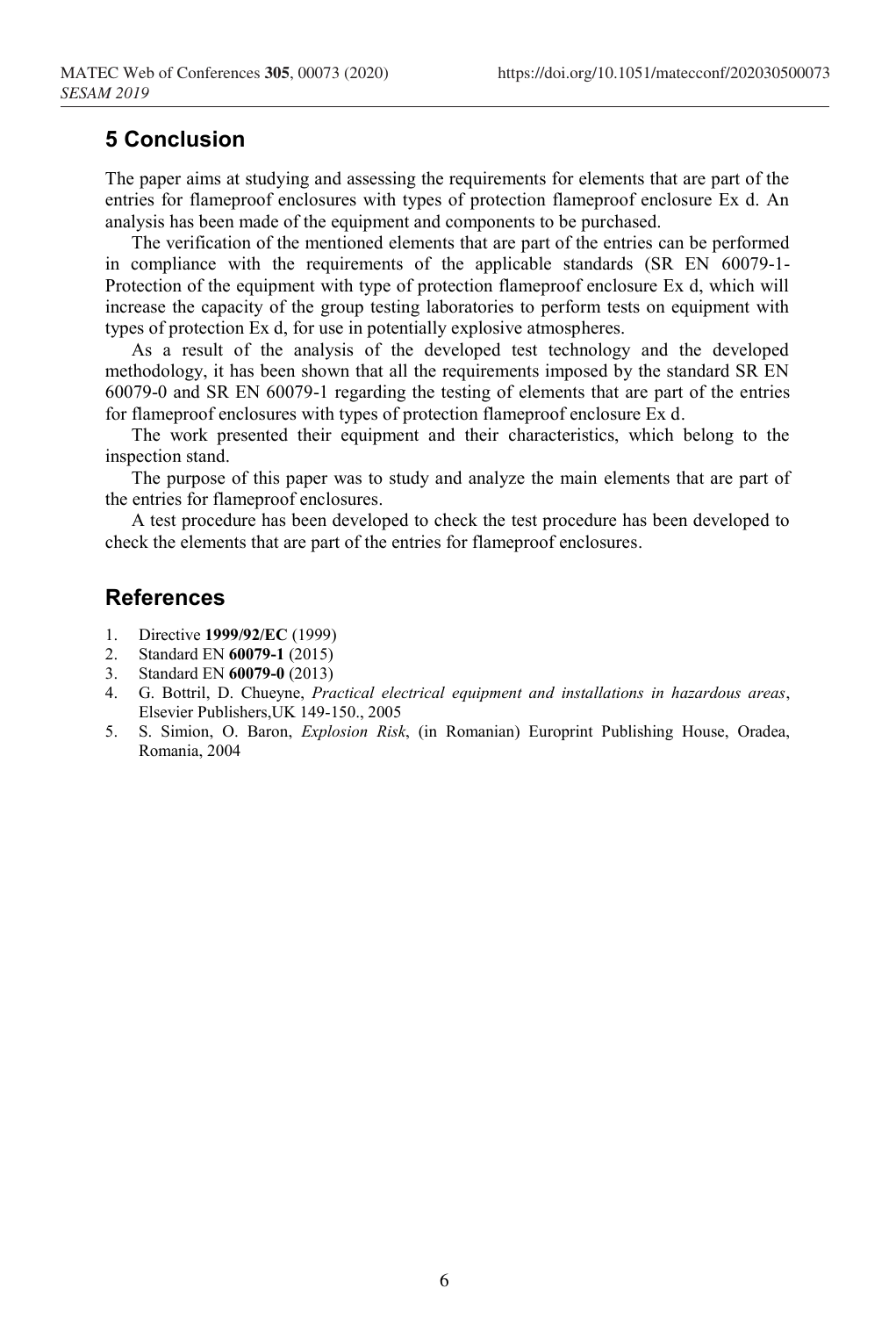## 5 Conclusion

The paper aims at studying and assessing the requirements for elements that are part of the entries for flameproof enclosures with types of protection flameproof enclosure Ex d. An analysis has been made of the equipment and components to be purchased.

The verification of the mentioned elements that are part of the entries can be performed in compliance with the requirements of the applicable standards (SR EN 60079-1- Protection of the equipment with type of protection flameproof enclosure Ex d, which will increase the capacity of the group testing laboratories to perform tests on equipment with types of protection Ex d, for use in potentially explosive atmospheres.

As a result of the analysis of the developed test technology and the developed methodology, it has been shown that all the requirements imposed by the standard SR EN 60079-0 and SR EN 60079-1 regarding the testing of elements that are part of the entries for flameproof enclosures with types of protection flameproof enclosure Ex d.

The work presented their equipment and their characteristics, which belong to the inspection stand.

The purpose of this paper was to study and analyze the main elements that are part of the entries for flameproof enclosures.

A test procedure has been developed to check the test procedure has been developed to check the elements that are part of the entries for flameproof enclosures.

## References

1. Directive **1999/92/EC** (1999)
2. Standard EN **60079-1** (2015)
3. Standard EN **60079-0** (2013)
4. G. Bottril, D. Chueyne, *Practical electrical equipment and installations in hazardous areas*, Elsevier Publishers,UK 149-150., 2005
5. S. Simion, O. Baron, *Explosion Risk*, (in Romanian) Europrint Publishing House, Oradea, Romania, 2004